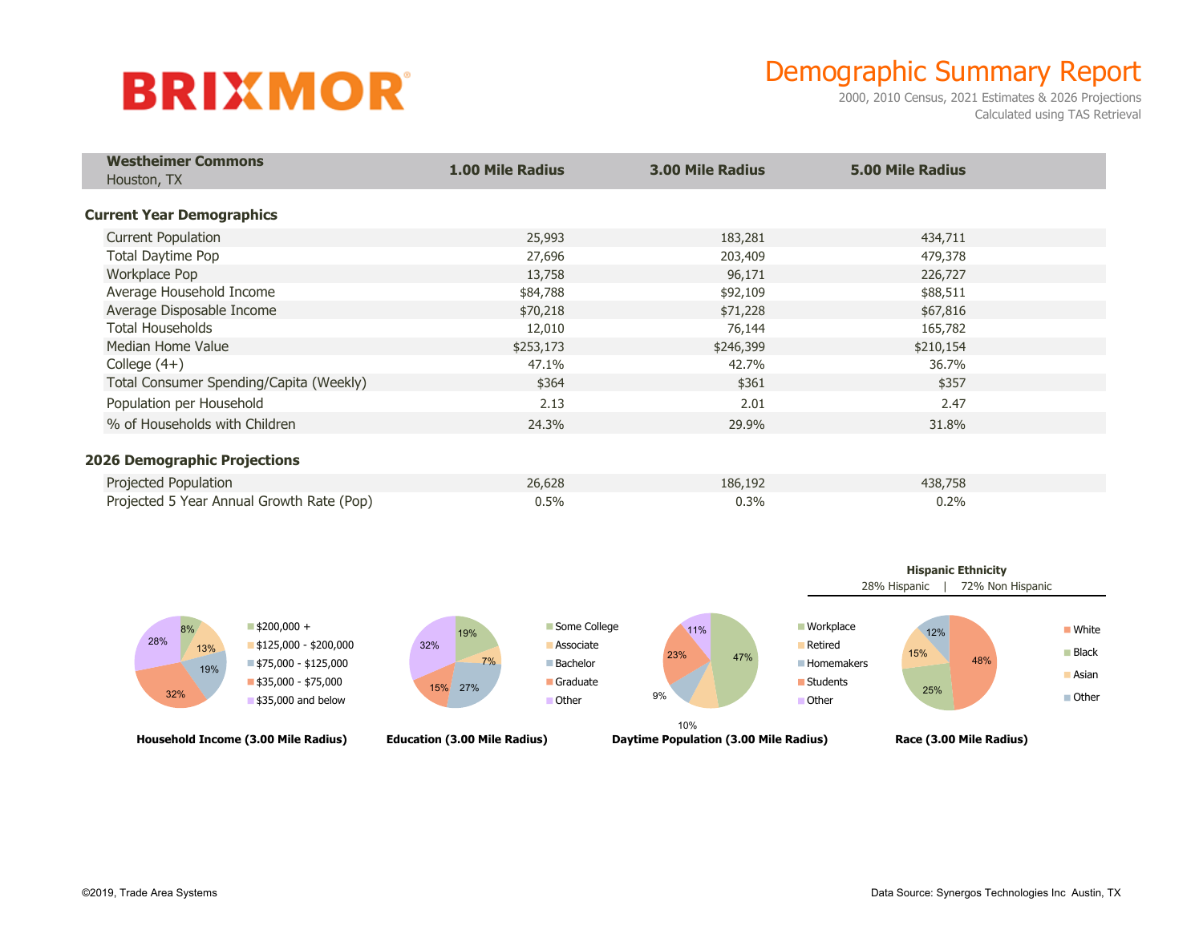# BRIXMOR

## Demographic Summary Report

2000, 2010 Census, 2021 Estimates & 2026 Projections
Calculated using TAS Retrieval

| **Westheimer Commons** Houston, TX | **1.00 Mile Radius** | **3.00 Mile Radius** | **5.00 Mile Radius** |
|---|---|---|---|
| **Current Year Demographics** | | | |
| Current Population | 25,993 | 183,281 | 434,711 |
| Total Daytime Pop | 27,696 | 203,409 | 479,378 |
| Workplace Pop | 13,758 | 96,171 | 226,727 |
| Average Household Income | $84,788 | $92,109 | $88,511 |
| Average Disposable Income | $70,218 | $71,228 | $67,816 |
| Total Households | 12,010 | 76,144 | 165,782 |
| Median Home Value | $253,173 | $246,399 | $210,154 |
| College (4+) | 47.1% | 42.7% | 36.7% |
| Total Consumer Spending/Capita (Weekly) | $364 | $361 | $357 |
| Population per Household | 2.13 | 2.01 | 2.47 |
| % of Households with Children | 24.3% | 29.9% | 31.8% |
| **2026 Demographic Projections** | | | |
| Projected Population | 26,628 | 186,192 | 438,758 |
| Projected 5 Year Annual Growth Rate (Pop) | 0.5% | 0.3% | 0.2% |

**Household Income (3.00 Mile Radius)**

| Category | % |
|---|---|
| $200,000 + | 8% |
| $125,000 - $200,000 | 13% |
| $75,000 - $125,000 | 19% |
| $35,000 - $75,000 | 32% |
| $35,000 and below | 28% |

**Education (3.00 Mile Radius)**

| Category | % |
|---|---|
| Some College | 19% |
| Associate | 7% |
| Bachelor | 27% |
| Graduate | 15% |
| Other | 32% |

**Daytime Population (3.00 Mile Radius)**

| Category | % |
|---|---|
| Workplace | 47% |
| Retired | 10% |
| Homemakers | 9% |
| Students | 23% |
| Other | 11% |

**Hispanic Ethnicity**

28% Hispanic | 72% Non Hispanic

**Race (3.00 Mile Radius)**

| Category | % |
|---|---|
| White | 48% |
| Black | 25% |
| Asian | 15% |
| Other | 12% |

©2019, Trade Area Systems

Data Source: Synergos Technologies Inc Austin, TX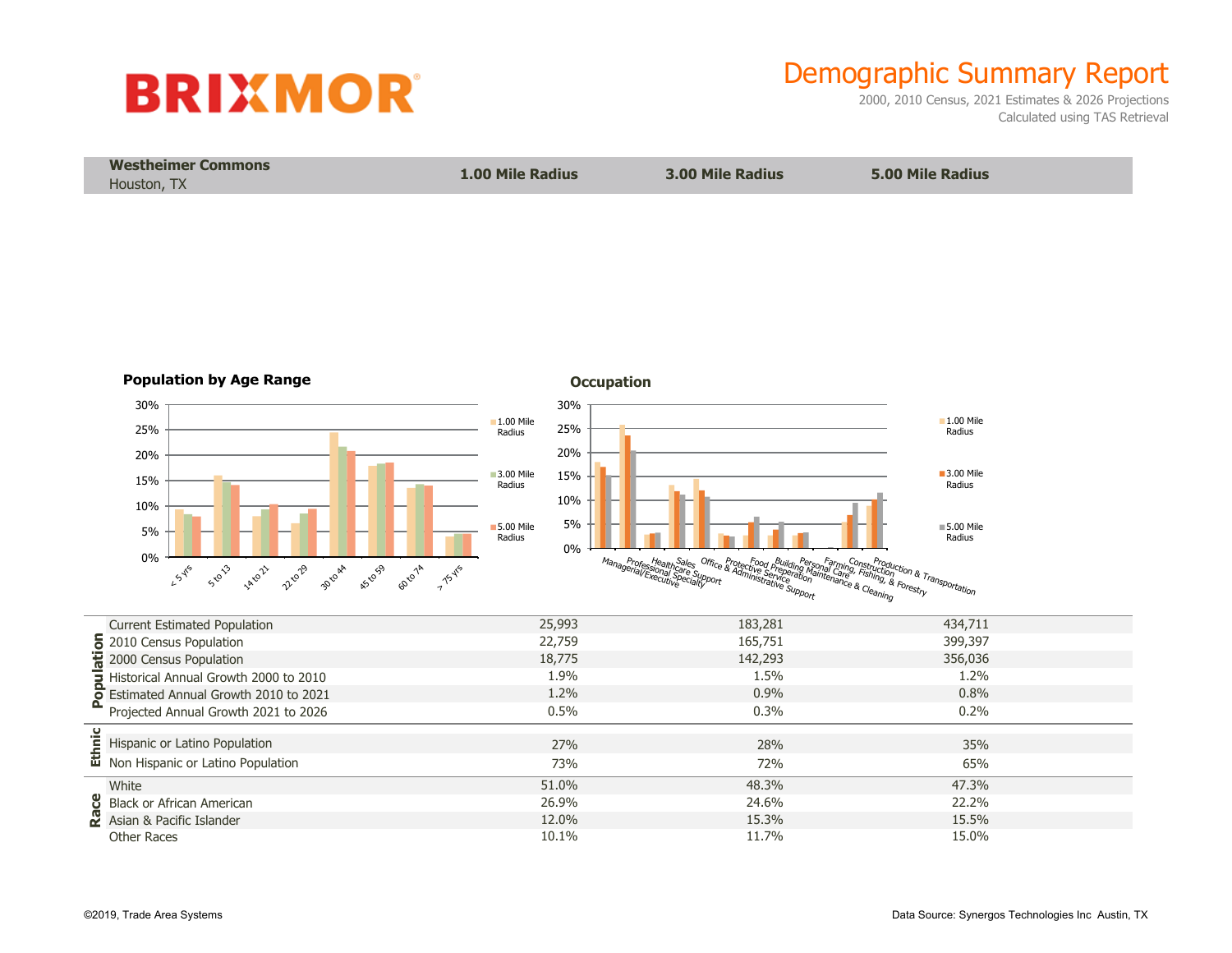# BRIXMOR

## Demographic Summary Report

2000, 2010 Census, 2021 Estimates & 2026 Projections
Calculated using TAS Retrieval

| Westheimer Commons<br>Houston, TX | 1.00 Mile Radius | 3.00 Mile Radius | 5.00 Mile Radius |
|---|---|---|---|

### Population by Age Range

30%
25%
20%
15%
10%
5%
0%

< 5 yrs, 5 to 13, 14 to 21, 22 to 29, 30 to 44, 45 to 59, 60 to 74, > 75 yrs

1.00 Mile Radius
3.00 Mile Radius
5.00 Mile Radius

### Occupation

30%
25%
20%
15%
10%
5%
0%

Managerial/Executive, Professional Specialty, Healthcare Support, Sales, Office & Administrative Support, Protective Service, Food Preperation, Building Maintenance & Cleaning, Personal Care, Farming, Fishing, & Forestry, Construction, Production & Transportation

1.00 Mile Radius
3.00 Mile Radius
5.00 Mile Radius

| | | 1.00 Mile Radius | 3.00 Mile Radius | 5.00 Mile Radius |
|---|---|---|---|---|
| **Population** | Current Estimated Population | 25,993 | 183,281 | 434,711 |
| | 2010 Census Population | 22,759 | 165,751 | 399,397 |
| | 2000 Census Population | 18,775 | 142,293 | 356,036 |
| | Historical Annual Growth 2000 to 2010 | 1.9% | 1.5% | 1.2% |
| | Estimated Annual Growth 2010 to 2021 | 1.2% | 0.9% | 0.8% |
| | Projected Annual Growth 2021 to 2026 | 0.5% | 0.3% | 0.2% |
| **Ethnic** | Hispanic or Latino Population | 27% | 28% | 35% |
| | Non Hispanic or Latino Population | 73% | 72% | 65% |
| **Race** | White | 51.0% | 48.3% | 47.3% |
| | Black or African American | 26.9% | 24.6% | 22.2% |
| | Asian & Pacific Islander | 12.0% | 15.3% | 15.5% |
| | Other Races | 10.1% | 11.7% | 15.0% |

©2019, Trade Area Systems

Data Source: Synergos Technologies Inc Austin, TX